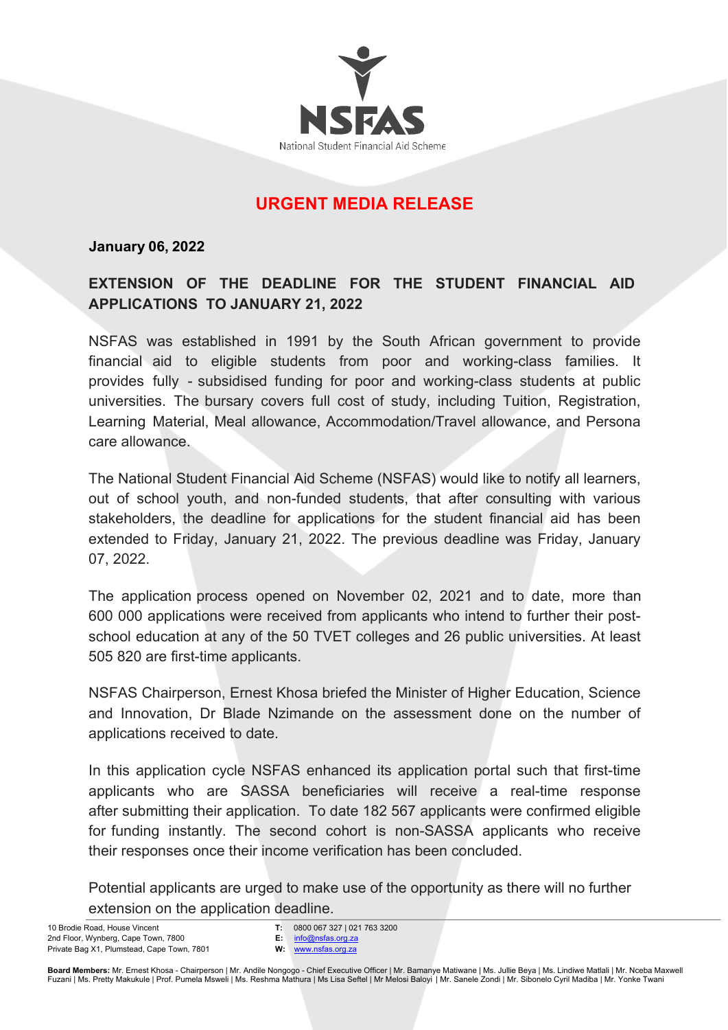NSFAS

National Student Financial Aid Scheme

# URGENT MEDIA RELEASE

**January 06, 2022**

## EXTENSION OF THE DEADLINE FOR THE STUDENT FINANCIAL AID APPLICATIONS TO JANUARY 21, 2022

NSFAS was established in 1991 by the South African government to provide financial aid to eligible students from poor and working-class families. It provides fully - subsidised funding for poor and working-class students at public universities. The bursary covers full cost of study, including Tuition, Registration, Learning Material, Meal allowance, Accommodation/Travel allowance, and Persona care allowance.

The National Student Financial Aid Scheme (NSFAS) would like to notify all learners, out of school youth, and non-funded students, that after consulting with various stakeholders, the deadline for applications for the student financial aid has been extended to Friday, January 21, 2022. The previous deadline was Friday, January 07, 2022.

The application process opened on November 02, 2021 and to date, more than 600 000 applications were received from applicants who intend to further their post-school education at any of the 50 TVET colleges and 26 public universities. At least 505 820 are first-time applicants.

NSFAS Chairperson, Ernest Khosa briefed the Minister of Higher Education, Science and Innovation, Dr Blade Nzimande on the assessment done on the number of applications received to date.

In this application cycle NSFAS enhanced its application portal such that first-time applicants who are SASSA beneficiaries will receive a real-time response after submitting their application. To date 182 567 applicants were confirmed eligible for funding instantly. The second cohort is non-SASSA applicants who receive their responses once their income verification has been concluded.

Potential applicants are urged to make use of the opportunity as there will no further extension on the application deadline.

10 Brodie Road, House Vincent
2nd Floor, Wynberg, Cape Town, 7800
Private Bag X1, Plumstead, Cape Town, 7801

**T:** 0800 067 327 | 021 763 3200
**E:** info@nsfas.org.za
**W:** www.nsfas.org.za

**Board Members:** Mr. Ernest Khosa - Chairperson | Mr. Andile Nongogo - Chief Executive Officer | Mr. Bamanye Matiwane | Ms. Jullie Beya | Ms. Lindiwe Matlali | Mr. Nceba Maxwell Fuzani | Ms. Pretty Makukule | Prof. Pumela Msweli | Ms. Reshma Mathura | Ms Lisa Seftel | Mr Melosi Baloyi | Mr. Sanele Zondi | Mr. Sibonelo Cyril Madiba | Mr. Yonke Twani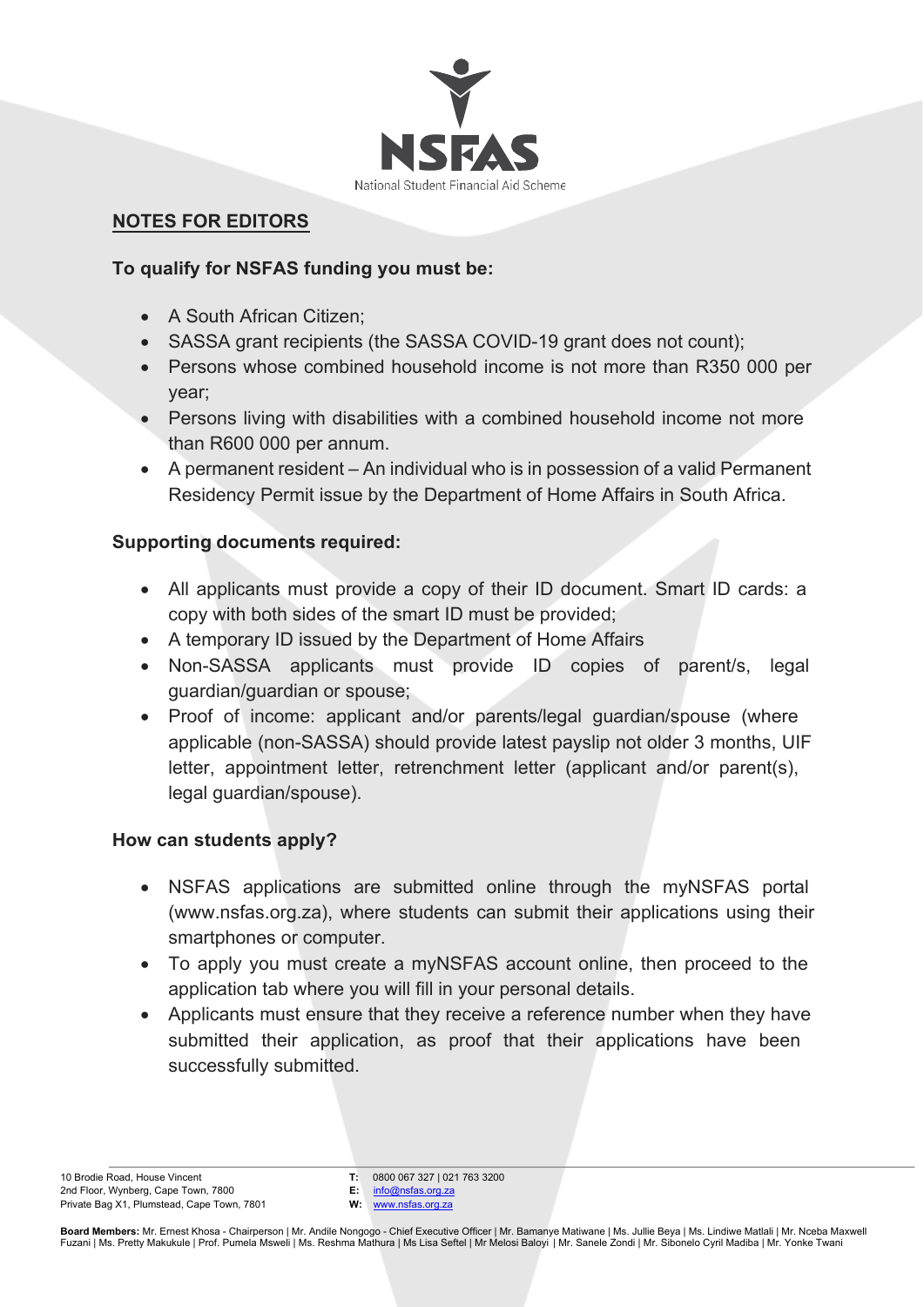## NOTES FOR EDITORS

**To qualify for NSFAS funding you must be:**

- A South African Citizen;
- SASSA grant recipients (the SASSA COVID-19 grant does not count);
- Persons whose combined household income is not more than R350 000 per year;
- Persons living with disabilities with a combined household income not more than R600 000 per annum.
- A permanent resident – An individual who is in possession of a valid Permanent Residency Permit issue by the Department of Home Affairs in South Africa.

**Supporting documents required:**

- All applicants must provide a copy of their ID document. Smart ID cards: a copy with both sides of the smart ID must be provided;
- A temporary ID issued by the Department of Home Affairs
- Non-SASSA applicants must provide ID copies of parent/s, legal guardian/guardian or spouse;
- Proof of income: applicant and/or parents/legal guardian/spouse (where applicable (non-SASSA) should provide latest payslip not older 3 months, UIF letter, appointment letter, retrenchment letter (applicant and/or parent(s), legal guardian/spouse).

**How can students apply?**

- NSFAS applications are submitted online through the myNSFAS portal (www.nsfas.org.za), where students can submit their applications using their smartphones or computer.
- To apply you must create a myNSFAS account online, then proceed to the application tab where you will fill in your personal details.
- Applicants must ensure that they receive a reference number when they have submitted their application, as proof that their applications have been successfully submitted.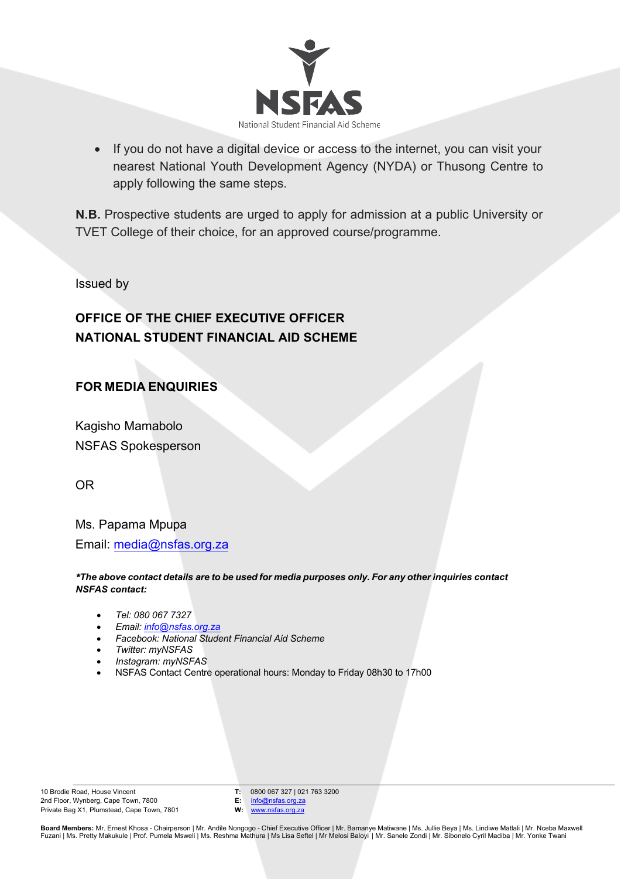- If you do not have a digital device or access to the internet, you can visit your nearest National Youth Development Agency (NYDA) or Thusong Centre to apply following the same steps.

**N.B.** Prospective students are urged to apply for admission at a public University or TVET College of their choice, for an approved course/programme.

Issued by

**OFFICE OF THE CHIEF EXECUTIVE OFFICER**
**NATIONAL STUDENT FINANCIAL AID SCHEME**

**FOR MEDIA ENQUIRIES**

Kagisho Mamabolo
NSFAS Spokesperson

OR

Ms. Papama Mpupa
Email: media@nsfas.org.za

***The above contact details are to be used for media purposes only. For any other inquiries contact NSFAS contact:***

- *Tel: 080 067 7327*
- *Email: info@nsfas.org.za*
- *Facebook: National Student Financial Aid Scheme*
- *Twitter: myNSFAS*
- *Instagram: myNSFAS*
- NSFAS Contact Centre operational hours: Monday to Friday 08h30 to 17h00

10 Brodie Road, House Vincent
2nd Floor, Wynberg, Cape Town, 7800
Private Bag X1, Plumstead, Cape Town, 7801

**T:** 0800 067 327 | 021 763 3200
**E:** info@nsfas.org.za
**W:** www.nsfas.org.za

**Board Members:** Mr. Ernest Khosa - Chairperson | Mr. Andile Nongogo - Chief Executive Officer | Mr. Bamanye Matiwane | Ms. Jullie Beya | Ms. Lindiwe Matlali | Mr. Nceba Maxwell Fuzani | Ms. Pretty Makukule | Prof. Pumela Msweli | Ms. Reshma Mathura | Ms Lisa Seftel | Mr Melosi Baloyi | Mr. Sanele Zondi | Mr. Sibonelo Cyril Madiba | Mr. Yonke Twani